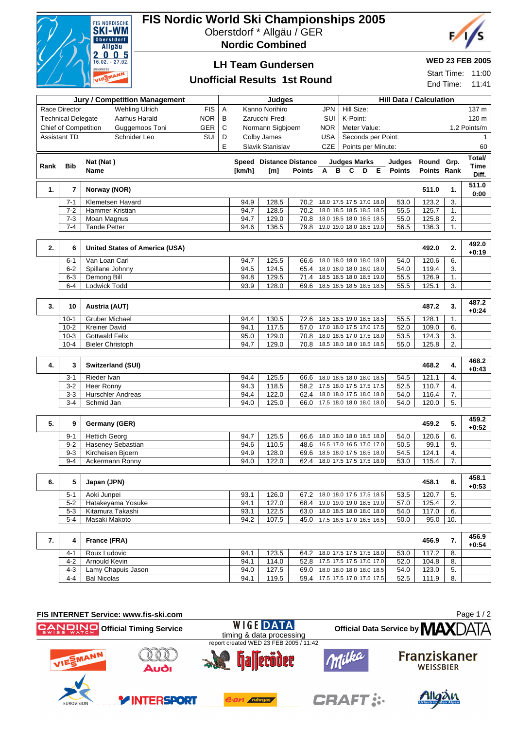# FIS Nordic World Ski Championships 2005

Oberstdorf * Allgäu / GER

**Nordic Combined**

## LH Team Gundersen

## Unofficial Results 1st Round

**WED 23 FEB 2005**

Start Time: 11:00

End Time: 11:41

| Jury / Competition Management | | | | Judges | | | Hill Data / Calculation | |
|---|---|---|---|---|---|---|---|---|
| Race Director | Wehling Ulrich | FIS | A | Kanno Norihiro | JPN | | Hill Size: | 137 m |
| Technical Delegate | Aarhus Harald | NOR | B | Zarucchi Fredi | SUI | | K-Point: | 120 m |
| Chief of Competition | Guggemoos Toni | GER | C | Normann Sigbjoern | NOR | | Meter Value: | 1.2 Points/m |
| Assistant TD | Schnider Leo | SUI | D | Colby James | USA | | Seconds per Point: | 1 |
| | | | E | Slavik Stanislav | CZE | | Points per Minute: | 60 |

| Rank | Bib | Nat (Nat) Name | Speed [km/h] | Distance [m] | Distance Points | A | B | C | D | E | Judges Points | Round Points | Grp. Rank | Total/ Time Diff. |
|---|---|---|---|---|---|---|---|---|---|---|---|---|---|---|
| 1. | 7 | **Norway (NOR)** | | | | | | | | | | 511.0 | 1. | 511.0 0:00 |
| | 7-1 | Klemetsen Havard | 94.9 | 128.5 | 70.2 | 18.0 | 17.5 | 17.5 | 17.0 | 18.0 | 53.0 | 123.2 | 3. | |
| | 7-2 | Hammer Kristian | 94.7 | 128.5 | 70.2 | 18.0 | 18.5 | 18.5 | 18.5 | 18.5 | 55.5 | 125.7 | 1. | |
| | 7-3 | Moan Magnus | 94.7 | 129.0 | 70.8 | 18.0 | 18.5 | 18.0 | 18.5 | 18.5 | 55.0 | 125.8 | 2. | |
| | 7-4 | Tande Petter | 94.6 | 136.5 | 79.8 | 19.0 | 19.0 | 18.0 | 18.5 | 19.0 | 56.5 | 136.3 | 1. | |
| 2. | 6 | **United States of America (USA)** | | | | | | | | | | 492.0 | 2. | 492.0 +0:19 |
| | 6-1 | Van Loan Carl | 94.7 | 125.5 | 66.6 | 18.0 | 18.0 | 18.0 | 18.0 | 18.0 | 54.0 | 120.6 | 6. | |
| | 6-2 | Spillane Johnny | 94.5 | 124.5 | 65.4 | 18.0 | 18.0 | 18.0 | 18.0 | 18.0 | 54.0 | 119.4 | 3. | |
| | 6-3 | Demong Bill | 94.8 | 129.5 | 71.4 | 18.5 | 18.5 | 18.0 | 18.5 | 19.0 | 55.5 | 126.9 | 1. | |
| | 6-4 | Lodwick Todd | 93.9 | 128.0 | 69.6 | 18.5 | 18.5 | 18.5 | 18.5 | 18.5 | 55.5 | 125.1 | 3. | |
| 3. | 10 | **Austria (AUT)** | | | | | | | | | | 487.2 | 3. | 487.2 +0:24 |
| | 10-1 | Gruber Michael | 94.4 | 130.5 | 72.6 | 18.5 | 18.5 | 19.0 | 18.5 | 18.5 | 55.5 | 128.1 | 1. | |
| | 10-2 | Kreiner David | 94.1 | 117.5 | 57.0 | 17.0 | 18.0 | 17.5 | 17.0 | 17.5 | 52.0 | 109.0 | 6. | |
| | 10-3 | Gottwald Felix | 95.0 | 129.0 | 70.8 | 18.0 | 18.5 | 17.0 | 17.5 | 18.0 | 53.5 | 124.3 | 3. | |
| | 10-4 | Bieler Christoph | 94.7 | 129.0 | 70.8 | 18.5 | 18.5 | 18.0 | 18.5 | 18.5 | 55.0 | 125.8 | 2. | |
| 4. | 3 | **Switzerland (SUI)** | | | | | | | | | | 468.2 | 4. | 468.2 +0:43 |
| | 3-1 | Rieder Ivan | 94.4 | 125.5 | 66.6 | 18.0 | 18.5 | 18.0 | 18.0 | 18.5 | 54.5 | 121.1 | 4. | |
| | 3-2 | Heer Ronny | 94.3 | 118.5 | 58.2 | 17.5 | 18.0 | 17.5 | 17.5 | 17.5 | 52.5 | 110.7 | 4. | |
| | 3-3 | Hurschler Andreas | 94.4 | 122.0 | 62.4 | 18.0 | 18.0 | 17.5 | 18.0 | 18.0 | 54.0 | 116.4 | 7. | |
| | 3-4 | Schmid Jan | 94.0 | 125.0 | 66.0 | 17.5 | 18.0 | 18.0 | 18.0 | 18.0 | 54.0 | 120.0 | 5. | |
| 5. | 9 | **Germany (GER)** | | | | | | | | | | 459.2 | 5. | 459.2 +0:52 |
| | 9-1 | Hettich Georg | 94.7 | 125.5 | 66.6 | 18.0 | 18.0 | 18.0 | 18.5 | 18.0 | 54.0 | 120.6 | 6. | |
| | 9-2 | Haseney Sebastian | 94.6 | 110.5 | 48.6 | 16.5 | 17.0 | 16.5 | 17.0 | 17.0 | 50.5 | 99.1 | 9. | |
| | 9-3 | Kircheisen Bjoern | 94.9 | 128.0 | 69.6 | 18.5 | 18.0 | 17.5 | 18.5 | 18.0 | 54.5 | 124.1 | 4. | |
| | 9-4 | Ackermann Ronny | 94.0 | 122.0 | 62.4 | 18.0 | 17.5 | 17.5 | 17.5 | 18.0 | 53.0 | 115.4 | 7. | |
| 6. | 5 | **Japan (JPN)** | | | | | | | | | | 458.1 | 6. | 458.1 +0:53 |
| | 5-1 | Aoki Junpei | 93.1 | 126.0 | 67.2 | 18.0 | 18.0 | 17.5 | 17.5 | 18.5 | 53.5 | 120.7 | 5. | |
| | 5-2 | Hatakeyama Yosuke | 94.1 | 127.0 | 68.4 | 19.0 | 19.0 | 19.0 | 18.5 | 19.0 | 57.0 | 125.4 | 2. | |
| | 5-3 | Kitamura Takashi | 93.1 | 122.5 | 63.0 | 18.0 | 18.5 | 18.0 | 18.0 | 18.0 | 54.0 | 117.0 | 6. | |
| | 5-4 | Masaki Makoto | 94.2 | 107.5 | 45.0 | 17.5 | 16.5 | 17.0 | 16.5 | 16.5 | 50.0 | 95.0 | 10. | |
| 7. | 4 | **France (FRA)** | | | | | | | | | | 456.9 | 7. | 456.9 +0:54 |
| | 4-1 | Roux Ludovic | 94.1 | 123.5 | 64.2 | 18.0 | 17.5 | 17.5 | 17.5 | 18.0 | 53.0 | 117.2 | 8. | |
| | 4-2 | Arnould Kevin | 94.1 | 114.0 | 52.8 | 17.5 | 17.5 | 17.5 | 17.0 | 17.0 | 52.0 | 104.8 | 8. | |
| | 4-3 | Lamy Chapuis Jason | 94.0 | 127.5 | 69.0 | 18.0 | 18.0 | 18.0 | 18.0 | 18.5 | 54.0 | 123.0 | 5. | |
| | 4-4 | Bal Nicolas | 94.1 | 119.5 | 59.4 | 17.5 | 17.5 | 17.0 | 17.5 | 17.5 | 52.5 | 111.9 | 8. | |

FIS INTERNET Service: www.fis-ski.com

Official Timing Service: CANDINO Swiss Watch

WIGE DATA timing & data processing

report created WED 23 FEB 2005 / 11:42

Official Data Service by MAXDATA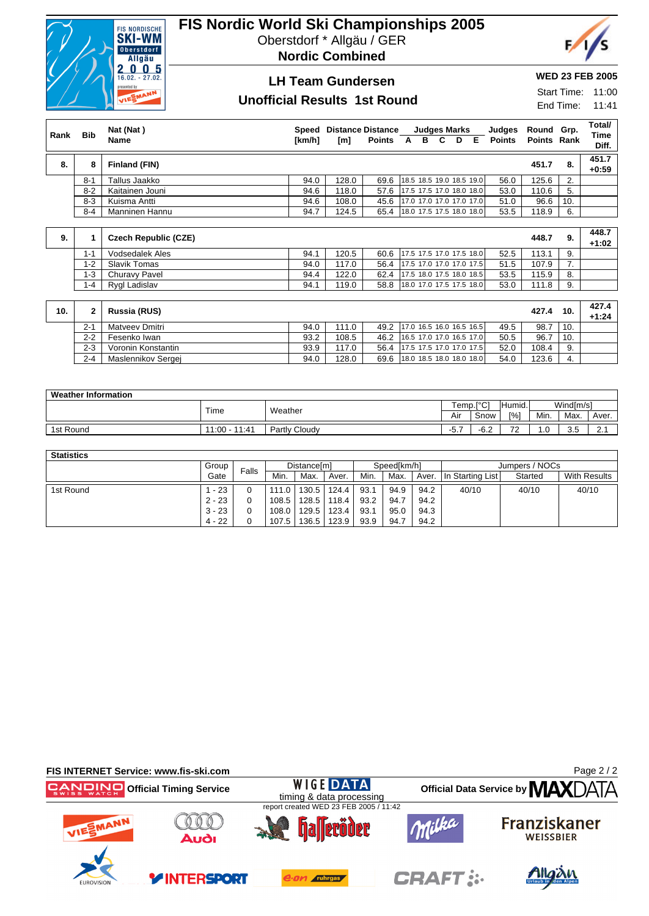# FIS Nordic World Ski Championships 2005

Oberstdorf * Allgäu / GER

**Nordic Combined**

## LH Team Gundersen

## Unofficial Results 1st Round

**WED 23 FEB 2005**

Start Time: 11:00

End Time: 11:41

| Rank | Bib | Nat (Nat ) Name | Speed [km/h] | Distance [m] | Distance Points | Judges Marks A | B | C | D | E | Judges Points | Round Points | Grp. Rank | Total/ Time Diff. |
|---|---|---|---|---|---|---|---|---|---|---|---|---|---|---|
| **8.** | **8** | **Finland (FIN)** | | | | | | | | | | **451.7** | **8.** | **451.7 +0:59** |
| | 8-1 | Tallus Jaakko | 94.0 | 128.0 | 69.6 | 18.5 | 18.5 | 19.0 | 18.5 | 19.0 | 56.0 | 125.6 | 2. | |
| | 8-2 | Kaitainen Jouni | 94.6 | 118.0 | 57.6 | 17.5 | 17.5 | 17.0 | 18.0 | 18.0 | 53.0 | 110.6 | 5. | |
| | 8-3 | Kuisma Antti | 94.6 | 108.0 | 45.6 | 17.0 | 17.0 | 17.0 | 17.0 | 17.0 | 51.0 | 96.6 | 10. | |
| | 8-4 | Manninen Hannu | 94.7 | 124.5 | 65.4 | 18.0 | 17.5 | 17.5 | 18.0 | 18.0 | 53.5 | 118.9 | 6. | |
| **9.** | **1** | **Czech Republic (CZE)** | | | | | | | | | | **448.7** | **9.** | **448.7 +1:02** |
| | 1-1 | Vodsedalek Ales | 94.1 | 120.5 | 60.6 | 17.5 | 17.5 | 17.0 | 17.5 | 18.0 | 52.5 | 113.1 | 9. | |
| | 1-2 | Slavik Tomas | 94.0 | 117.0 | 56.4 | 17.5 | 17.0 | 17.0 | 17.0 | 17.5 | 51.5 | 107.9 | 7. | |
| | 1-3 | Churavy Pavel | 94.4 | 122.0 | 62.4 | 17.5 | 18.0 | 17.5 | 18.0 | 18.5 | 53.5 | 115.9 | 8. | |
| | 1-4 | Rygl Ladislav | 94.1 | 119.0 | 58.8 | 18.0 | 17.0 | 17.5 | 17.5 | 18.0 | 53.0 | 111.8 | 9. | |
| **10.** | **2** | **Russia (RUS)** | | | | | | | | | | **427.4** | **10.** | **427.4 +1:24** |
| | 2-1 | Matveev Dmitri | 94.0 | 111.0 | 49.2 | 17.0 | 16.5 | 16.0 | 16.5 | 16.5 | 49.5 | 98.7 | 10. | |
| | 2-2 | Fesenko Iwan | 93.2 | 108.5 | 46.2 | 16.5 | 17.0 | 17.0 | 16.5 | 17.0 | 50.5 | 96.7 | 10. | |
| | 2-3 | Voronin Konstantin | 93.9 | 117.0 | 56.4 | 17.5 | 17.5 | 17.0 | 17.0 | 17.5 | 52.0 | 108.4 | 9. | |
| | 2-4 | Maslennikov Sergej | 94.0 | 128.0 | 69.6 | 18.0 | 18.5 | 18.0 | 18.0 | 18.0 | 54.0 | 123.6 | 4. | |

**Weather Information**

| | Time | Weather | Temp.[°C] Air | Snow | Humid. [%] | Wind[m/s] Min. | Max. | Aver. |
|---|---|---|---|---|---|---|---|---|
| 1st Round | 11:00 - 11:41 | Partly Cloudy | -5.7 | -6.2 | 72 | 1.0 | 3.5 | 2.1 |

**Statistics**

| | Group Gate | Falls | Distance[m] Min. | Max. | Aver. | Speed[km/h] Min. | Max. | Aver. | Jumpers / NOCs In Starting List | Started | With Results |
|---|---|---|---|---|---|---|---|---|---|---|---|
| 1st Round | 1 - 23 | 0 | 111.0 | 130.5 | 124.4 | 93.1 | 94.9 | 94.2 | 40/10 | 40/10 | 40/10 |
| | 2 - 23 | 0 | 108.5 | 128.5 | 118.4 | 93.2 | 94.7 | 94.2 | | | |
| | 3 - 23 | 0 | 108.0 | 129.5 | 123.4 | 93.1 | 95.0 | 94.3 | | | |
| | 4 - 22 | 0 | 107.5 | 136.5 | 123.9 | 93.9 | 94.7 | 94.2 | | | |

FIS INTERNET Service: www.fis-ski.com

Official Timing Service — WIGE DATA timing & data processing — Official Data Service by MAXDATA

report created WED 23 FEB 2005 / 11:42